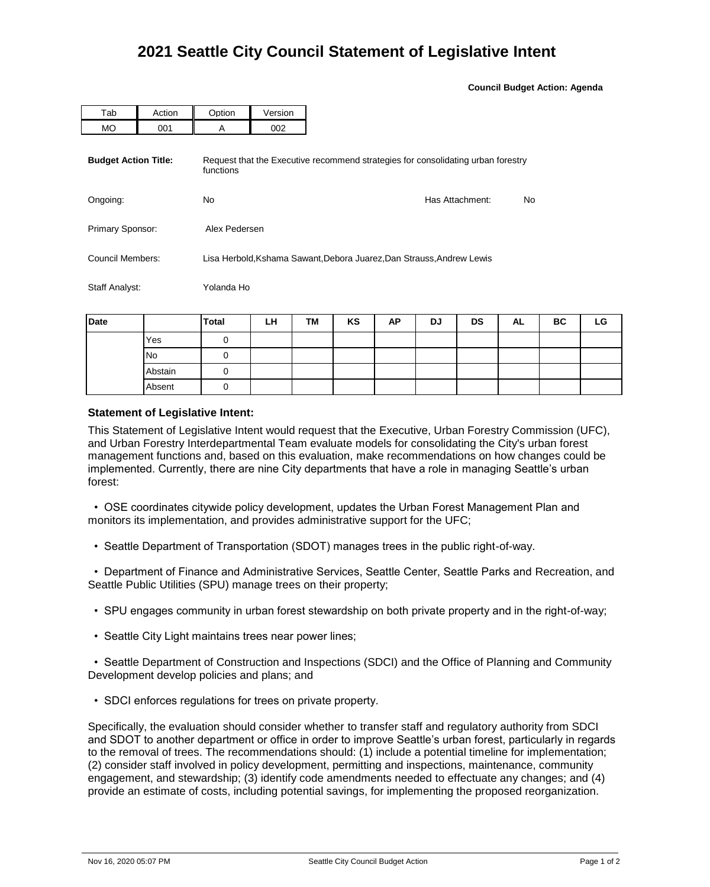# 2021 Seattle City Council Statement of Legislative Intent

**Council Budget Action: Agenda**

| Tab | Action | Option | Version |
|---|---|---|---|
| MO | 001 | A | 002 |

**Budget Action Title:** Request that the Executive recommend strategies for consolidating urban forestry functions

Ongoing: No

Has Attachment: No

Primary Sponsor: Alex Pedersen

Council Members: Lisa Herbold,Kshama Sawant,Debora Juarez,Dan Strauss,Andrew Lewis

Staff Analyst: Yolanda Ho

| Date | | Total | LH | TM | KS | AP | DJ | DS | AL | BC | LG |
|---|---|---|---|---|---|---|---|---|---|---|---|
| | Yes | 0 | | | | | | | | | |
| | No | 0 | | | | | | | | | |
| | Abstain | 0 | | | | | | | | | |
| | Absent | 0 | | | | | | | | | |

**Statement of Legislative Intent:**

This Statement of Legislative Intent would request that the Executive, Urban Forestry Commission (UFC), and Urban Forestry Interdepartmental Team evaluate models for consolidating the City's urban forest management functions and, based on this evaluation, make recommendations on how changes could be implemented. Currently, there are nine City departments that have a role in managing Seattle's urban forest:

- OSE coordinates citywide policy development, updates the Urban Forest Management Plan and monitors its implementation, and provides administrative support for the UFC;
- Seattle Department of Transportation (SDOT) manages trees in the public right-of-way.
- Department of Finance and Administrative Services, Seattle Center, Seattle Parks and Recreation, and Seattle Public Utilities (SPU) manage trees on their property;
- SPU engages community in urban forest stewardship on both private property and in the right-of-way;
- Seattle City Light maintains trees near power lines;
- Seattle Department of Construction and Inspections (SDCI) and the Office of Planning and Community Development develop policies and plans; and
- SDCI enforces regulations for trees on private property.

Specifically, the evaluation should consider whether to transfer staff and regulatory authority from SDCI and SDOT to another department or office in order to improve Seattle's urban forest, particularly in regards to the removal of trees. The recommendations should: (1) include a potential timeline for implementation; (2) consider staff involved in policy development, permitting and inspections, maintenance, community engagement, and stewardship; (3) identify code amendments needed to effectuate any changes; and (4) provide an estimate of costs, including potential savings, for implementing the proposed reorganization.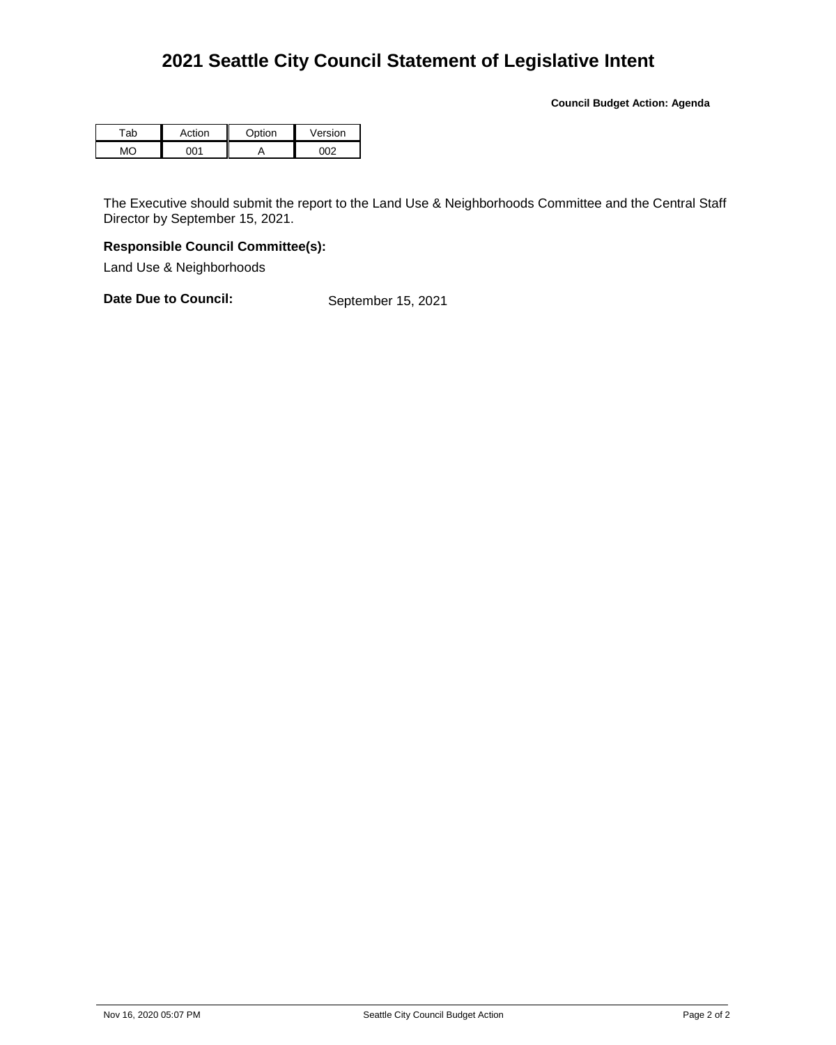# 2021 Seattle City Council Statement of Legislative Intent

**Council Budget Action: Agenda**

| Tab | Action | Option | Version |
| --- | --- | --- | --- |
| MO | 001 | A | 002 |

The Executive should submit the report to the Land Use & Neighborhoods Committee and the Central Staff Director by September 15, 2021.

**Responsible Council Committee(s):**

Land Use & Neighborhoods

**Date Due to Council:** September 15, 2021